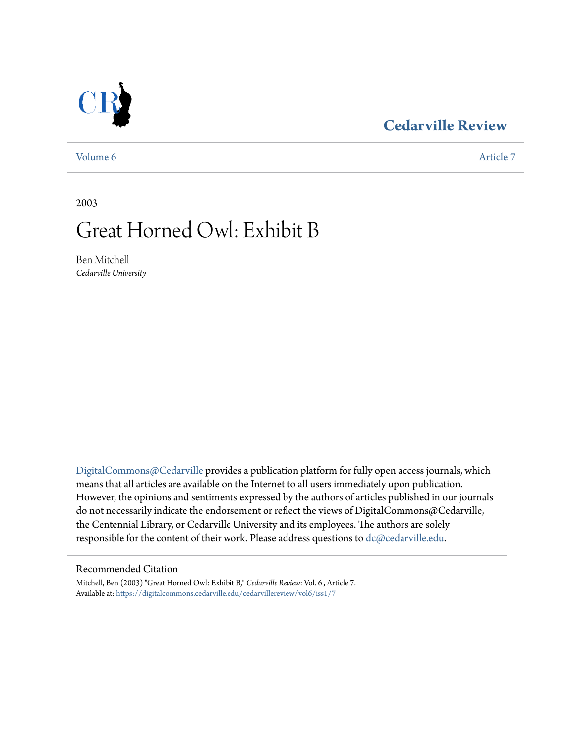Cedarville Review

Volume 6 | Article 7

2003

# Great Horned Owl: Exhibit B

Ben Mitchell
*Cedarville University*

DigitalCommons@Cedarville provides a publication platform for fully open access journals, which means that all articles are available on the Internet to all users immediately upon publication. However, the opinions and sentiments expressed by the authors of articles published in our journals do not necessarily indicate the endorsement or reflect the views of DigitalCommons@Cedarville, the Centennial Library, or Cedarville University and its employees. The authors are solely responsible for the content of their work. Please address questions to dc@cedarville.edu.

## Recommended Citation

Mitchell, Ben (2003) "Great Horned Owl: Exhibit B," *Cedarville Review*: Vol. 6 , Article 7.
Available at: https://digitalcommons.cedarville.edu/cedarvillereview/vol6/iss1/7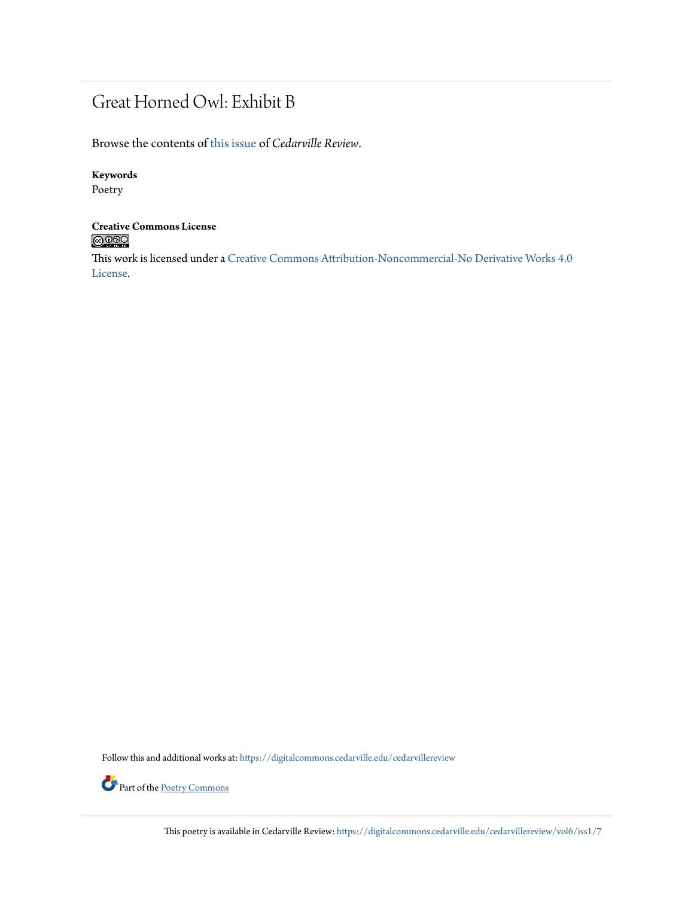# Great Horned Owl: Exhibit B

Browse the contents of this issue of *Cedarville Review*.

**Keywords**
Poetry

**Creative Commons License**

This work is licensed under a Creative Commons Attribution-Noncommercial-No Derivative Works 4.0 License.

Follow this and additional works at: https://digitalcommons.cedarville.edu/cedarvillereview

Part of the Poetry Commons

This poetry is available in Cedarville Review: https://digitalcommons.cedarville.edu/cedarvillereview/vol6/iss1/7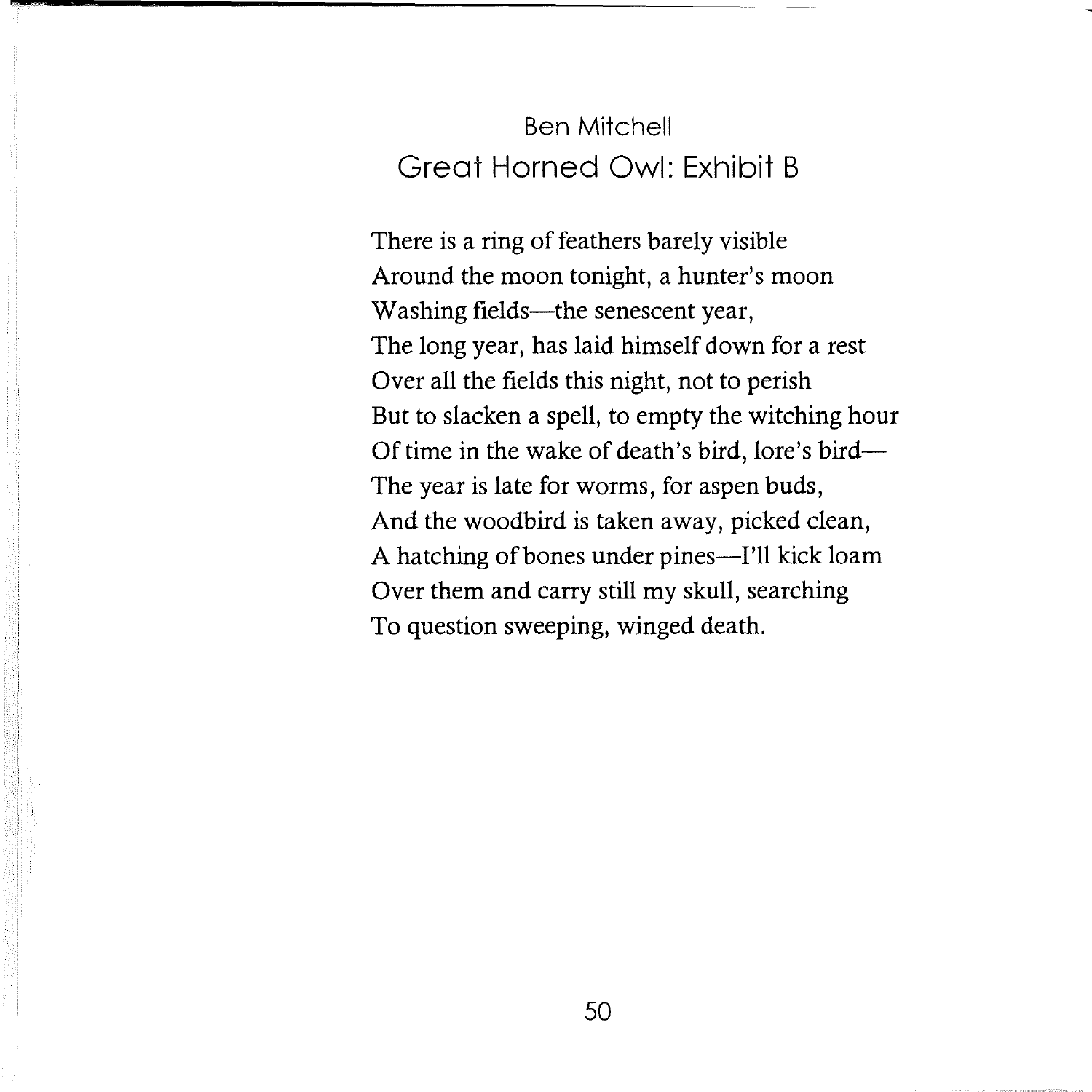Ben Mitchell

## Great Horned Owl: Exhibit B

There is a ring of feathers barely visible  
Around the moon tonight, a hunter's moon  
Washing fields—the senescent year,  
The long year, has laid himself down for a rest  
Over all the fields this night, not to perish  
But to slacken a spell, to empty the witching hour  
Of time in the wake of death's bird, lore's bird—  
The year is late for worms, for aspen buds,  
And the woodbird is taken away, picked clean,  
A hatching of bones under pines—I'll kick loam  
Over them and carry still my skull, searching  
To question sweeping, winged death.